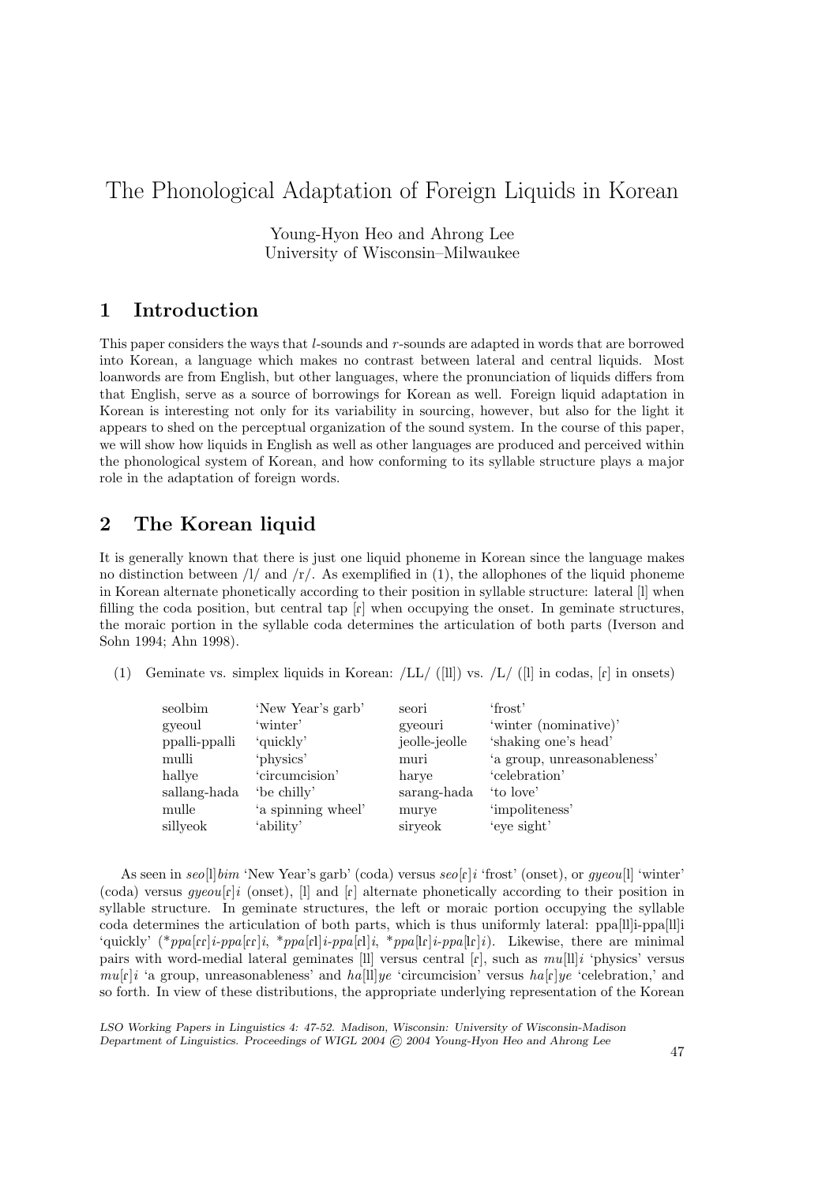# The Phonological Adaptation of Foreign Liquids in Korean

Young-Hyon Heo and Ahrong Lee
University of Wisconsin–Milwaukee

## 1 Introduction

This paper considers the ways that *l*-sounds and *r*-sounds are adapted in words that are borrowed into Korean, a language which makes no contrast between lateral and central liquids. Most loanwords are from English, but other languages, where the pronunciation of liquids differs from that English, serve as a source of borrowings for Korean as well. Foreign liquid adaptation in Korean is interesting not only for its variability in sourcing, however, but also for the light it appears to shed on the perceptual organization of the sound system. In the course of this paper, we will show how liquids in English as well as other languages are produced and perceived within the phonological system of Korean, and how conforming to its syllable structure plays a major role in the adaptation of foreign words.

## 2 The Korean liquid

It is generally known that there is just one liquid phoneme in Korean since the language makes no distinction between /l/ and /r/. As exemplified in (1), the allophones of the liquid phoneme in Korean alternate phonetically according to their position in syllable structure: lateral [l] when filling the coda position, but central tap [ɾ] when occupying the onset. In geminate structures, the moraic portion in the syllable coda determines the articulation of both parts (Iverson and Sohn 1994; Ahn 1998).

(1) Geminate vs. simplex liquids in Korean: /LL/ ([ll]) vs. /L/ ([l] in codas, [ɾ] in onsets)

| | | | |
|---|---|---|---|
| seolbim | 'New Year's garb' | seori | 'frost' |
| gyeoul | 'winter' | gyeouri | 'winter (nominative)' |
| ppalli-ppalli | 'quickly' | jeolle-jeolle | 'shaking one's head' |
| mulli | 'physics' | muri | 'a group, unreasonableness' |
| hallye | 'circumcision' | harye | 'celebration' |
| sallang-hada | 'be chilly' | sarang-hada | 'to love' |
| mulle | 'a spinning wheel' | murye | 'impoliteness' |
| sillyeok | 'ability' | siryeok | 'eye sight' |

As seen in *seo*[l]*bim* 'New Year's garb' (coda) versus *seo*[ɾ]*i* 'frost' (onset), or *gyeou*[l] 'winter' (coda) versus *gyeou*[ɾ]*i* (onset), [l] and [ɾ] alternate phonetically according to their position in syllable structure. In geminate structures, the left or moraic portion occupying the syllable coda determines the articulation of both parts, which is thus uniformly lateral: ppa[ll]i-ppa[ll]i 'quickly' (\**ppa*[ɾɾ]*i-ppa*[ɾɾ]*i*, \**ppa*[ɾl]*i-ppa*[ɾl]*i*, \**ppa*[lɾ]*i-ppa*[lɾ]*i*). Likewise, there are minimal pairs with word-medial lateral geminates [ll] versus central [ɾ], such as *mu*[ll]*i* 'physics' versus *mu*[ɾ]*i* 'a group, unreasonableness' and *ha*[ll]*ye* 'circumcision' versus *ha*[ɾ]*ye* 'celebration,' and so forth. In view of these distributions, the appropriate underlying representation of the Korean

*LSO Working Papers in Linguistics 4: 47-52. Madison, Wisconsin: University of Wisconsin-Madison Department of Linguistics. Proceedings of WIGL 2004 © 2004 Young-Hyon Heo and Ahrong Lee*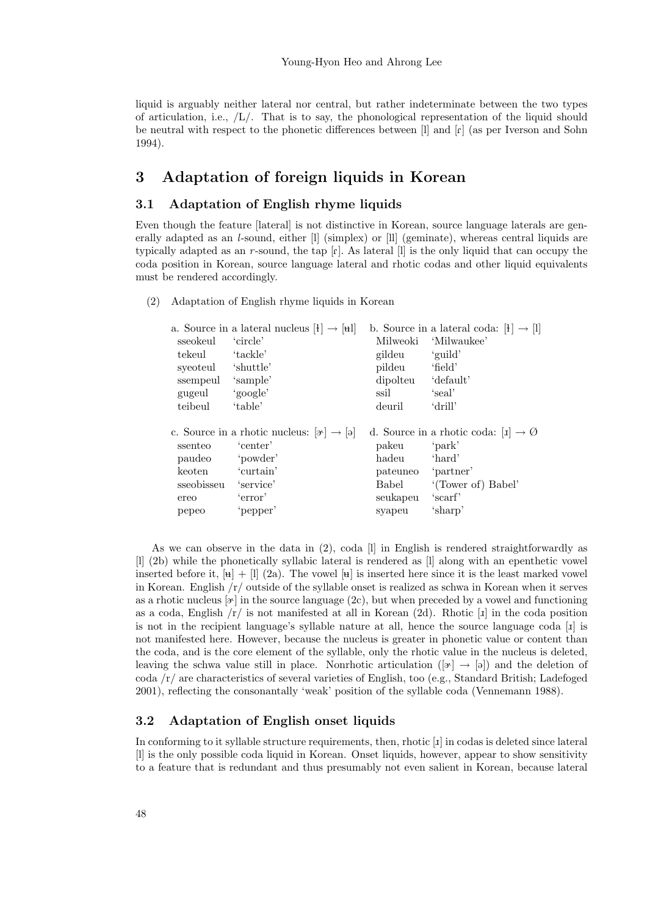liquid is arguably neither lateral nor central, but rather indeterminate between the two types of articulation, i.e., /L/. That is to say, the phonological representation of the liquid should be neutral with respect to the phonetic differences between [l] and [ɾ] (as per Iverson and Sohn 1994).

## 3 Adaptation of foreign liquids in Korean

### 3.1 Adaptation of English rhyme liquids

Even though the feature [lateral] is not distinctive in Korean, source language laterals are generally adapted as an *l*-sound, either [l] (simplex) or [ll] (geminate), whereas central liquids are typically adapted as an *r*-sound, the tap [ɾ]. As lateral [l] is the only liquid that can occupy the coda position in Korean, source language lateral and rhotic codas and other liquid equivalents must be rendered accordingly.

(2) Adaptation of English rhyme liquids in Korean

| a. Source in a lateral nucleus [ɫ] → [ʉl] | | b. Source in a lateral coda: [ɫ] → [l] | |
|---|---|---|---|
| sseokeul | 'circle' | Milweoki | 'Milwaukee' |
| tekeul | 'tackle' | gildeu | 'guild' |
| syeoteul | 'shuttle' | pildeu | 'field' |
| ssempeul | 'sample' | dipolteu | 'default' |
| gugeul | 'google' | ssil | 'seal' |
| teibeul | 'table' | deuril | 'drill' |

| c. Source in a rhotic nucleus: [ɚ] → [ə] | | d. Source in a rhotic coda: [ɹ] → Ø | |
|---|---|---|---|
| ssenteo | 'center' | pakeu | 'park' |
| paudeo | 'powder' | hadeu | 'hard' |
| keoten | 'curtain' | pateuneo | 'partner' |
| sseobisseu | 'service' | Babel | '(Tower of) Babel' |
| ereo | 'error' | seukapeu | 'scarf' |
| pepeo | 'pepper' | syapeu | 'sharp' |

As we can observe in the data in (2), coda [l] in English is rendered straightforwardly as [l] (2b) while the phonetically syllabic lateral is rendered as [l] along with an epenthetic vowel inserted before it, [ʉ] + [l] (2a). The vowel [ʉ] is inserted here since it is the least marked vowel in Korean. English /r/ outside of the syllable onset is realized as schwa in Korean when it serves as a rhotic nucleus [ɚ] in the source language (2c), but when preceded by a vowel and functioning as a coda, English /r/ is not manifested at all in Korean (2d). Rhotic [ɹ] in the coda position is not in the recipient language's syllable nature at all, hence the source language coda [ɹ] is not manifested here. However, because the nucleus is greater in phonetic value or content than the coda, and is the core element of the syllable, only the rhotic value in the nucleus is deleted, leaving the schwa value still in place. Nonrhotic articulation ([ɚ] → [ə]) and the deletion of coda /r/ are characteristics of several varieties of English, too (e.g., Standard British; Ladefoged 2001), reflecting the consonantally 'weak' position of the syllable coda (Vennemann 1988).

### 3.2 Adaptation of English onset liquids

In conforming to it syllable structure requirements, then, rhotic [ɹ] in codas is deleted since lateral [l] is the only possible coda liquid in Korean. Onset liquids, however, appear to show sensitivity to a feature that is redundant and thus presumably not even salient in Korean, because lateral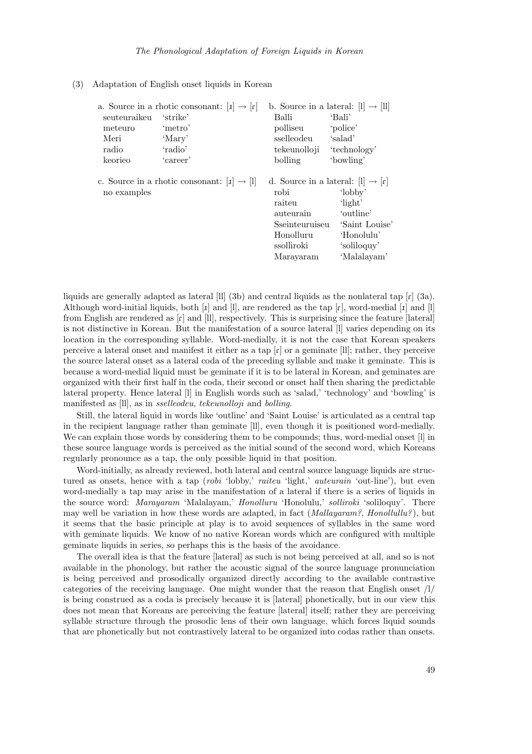(3) Adaptation of English onset liquids in Korean

| a. Source in a rhotic consonant: [ɹ] → [ɾ] | | b. Source in a lateral: [l] → [ll] | |
|---|---|---|---|
| seuteuraikeu | 'strike' | Balli | 'Bali' |
| meteuro | 'metro' | polliseu | 'police' |
| Meri | 'Mary' | sselleodeu | 'salad' |
| radio | 'radio' | tekeunolloji | 'technology' |
| keorieo | 'career' | bolling | 'bowling' |

| c. Source in a rhotic consonant: [ɹ] → [l] | d. Source in a lateral: [l] → [ɾ] | |
|---|---|---|
| no examples | robi | 'lobby' |
| | raiteu | 'light' |
| | auteurain | 'outline' |
| | Sseinteuruiseu | 'Saint Louise' |
| | Honolluru | 'Honolulu' |
| | ssolliroki | 'soliloquy' |
| | Marayaram | 'Malalayam' |

liquids are generally adapted as lateral [ll] (3b) and central liquids as the nonlateral tap [ɾ] (3a). Although word-initial liquids, both [ɹ] and [l], are rendered as the tap [ɾ], word-medial [ɹ] and [l] from English are rendered as [ɾ] and [ll], respectively. This is surprising since the feature [lateral] is not distinctive in Korean. But the manifestation of a source lateral [l] varies depending on its location in the corresponding syllable. Word-medially, it is not the case that Korean speakers perceive a lateral onset and manifest it either as a tap [ɾ] or a geminate [ll]; rather, they perceive the source lateral onset as a lateral coda of the preceding syllable and make it geminate. This is because a word-medial liquid must be geminate if it is to be lateral in Korean, and geminates are organized with their first half in the coda, their second or onset half then sharing the predictable lateral property. Hence lateral [l] in English words such as 'salad,' 'technology' and 'bowling' is manifested as [ll], as in *sselleodeu*, *tekeunolloji* and *bolling*.

Still, the lateral liquid in words like 'outline' and 'Saint Louise' is articulated as a central tap in the recipient language rather than geminate [ll], even though it is positioned word-medially. We can explain those words by considering them to be compounds; thus, word-medial onset [l] in these source language words is perceived as the initial sound of the second word, which Koreans regularly pronounce as a tap, the only possible liquid in that position.

Word-initially, as already reviewed, both lateral and central source language liquids are structured as onsets, hence with a tap (*robi* 'lobby,' *raiteu* 'light,' *auteurain* 'out-line'), but even word-medially a tap may arise in the manifestation of a lateral if there is a series of liquids in the source word: *Marayaram* 'Malalayam,' *Honolluru* 'Honolulu,' *solliroki* 'soliloquy'. There may well be variation in how these words are adapted, in fact (*Mallayaram?*, *Honollullu?*), but it seems that the basic principle at play is to avoid sequences of syllables in the same word with geminate liquids. We know of no native Korean words which are configured with multiple geminate liquids in series, so perhaps this is the basis of the avoidance.

The overall idea is that the feature [lateral] as such is not being perceived at all, and so is not available in the phonology, but rather the acoustic signal of the source language pronunciation is being perceived and prosodically organized directly according to the available contrastive categories of the receiving language. One might wonder that the reason that English onset /l/ is being construed as a coda is precisely because it is [lateral] phonetically, but in our view this does not mean that Koreans are perceiving the feature [lateral] itself; rather they are perceiving syllable structure through the prosodic lens of their own language, which forces liquid sounds that are phonetically but not contrastively lateral to be organized into codas rather than onsets.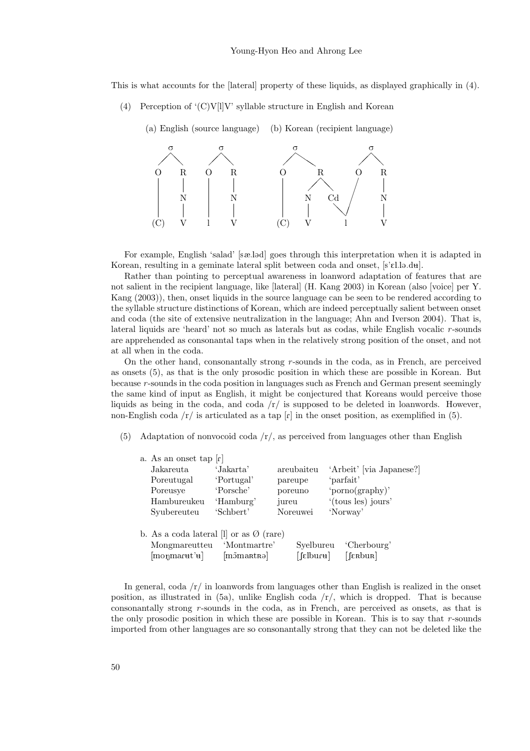This is what accounts for the [lateral] property of these liquids, as displayed graphically in (4).

(4) Perception of '(C)V[l]V' syllable structure in English and Korean

(a) English (source language) (b) Korean (recipient language)

```
(a)   σ         σ               (b)   σ               σ
     / \       / \                   / \             / \
    O   R     O   R                 O   R           O   R
    |   |     |   |                 |  / \         /    |
    |   N     |   N                 | N   Cd      /     N
    |   |     |   |                 | |     \    /      |
   (C)  V     l   V                (C) V      l         V
```

For example, English 'salad' [sæ.ləd] goes through this interpretation when it is adapted in Korean, resulting in a geminate lateral split between coda and onset, [s'ɛl.lə.dʉ].

Rather than pointing to perceptual awareness in loanword adaptation of features that are not salient in the recipient language, like [lateral] (H. Kang 2003) in Korean (also [voice] per Y. Kang (2003)), then, onset liquids in the source language can be seen to be rendered according to the syllable structure distinctions of Korean, which are indeed perceptually salient between onset and coda (the site of extensive neutralization in the language; Ahn and Iverson 2004). That is, lateral liquids are 'heard' not so much as laterals but as codas, while English vocalic *r*-sounds are apprehended as consonantal taps when in the relatively strong position of the onset, and not at all when in the coda.

On the other hand, consonantally strong *r*-sounds in the coda, as in French, are perceived as onsets (5), as that is the only prosodic position in which these are possible in Korean. But because *r*-sounds in the coda position in languages such as French and German present seemingly the same kind of input as English, it might be conjectured that Koreans would perceive those liquids as being in the coda, and coda /r/ is supposed to be deleted in loanwords. However, non-English coda /r/ is articulated as a tap [ɾ] in the onset position, as exemplified in (5).

(5) Adaptation of nonvocoid coda /r/, as perceived from languages other than English

a. As an onset tap [ɾ]

| | | | |
|---|---|---|---|
| Jakareuta | 'Jakarta' | areubaiteu | 'Arbeit' [via Japanese?] |
| Poreutugal | 'Portugal' | pareupe | 'parfait' |
| Poreusye | 'Porsche' | poreuno | 'porno(graphy)' |
| Hambureukeu | 'Hamburg' | jureu | '(tous les) jours' |
| Syubereuteu | 'Schbert' | Noreuwei | 'Norway' |

b. As a coda lateral [l] or as Ø (rare)

| | | | |
|---|---|---|---|
| Mongmareutteu | 'Montmartre' | Syelbureu | 'Cherbourg' |
| [moŋmaɾʉt'ʉ] | [mɔ̃maʁtʁə] | [ʃɛlbuɾʉ] | [ʃɛʁbuʁ] |

In general, coda /r/ in loanwords from languages other than English is realized in the onset position, as illustrated in (5a), unlike English coda /r/, which is dropped. That is because consonantally strong *r*-sounds in the coda, as in French, are perceived as onsets, as that is the only prosodic position in which these are possible in Korean. This is to say that *r*-sounds imported from other languages are so consonantally strong that they can not be deleted like the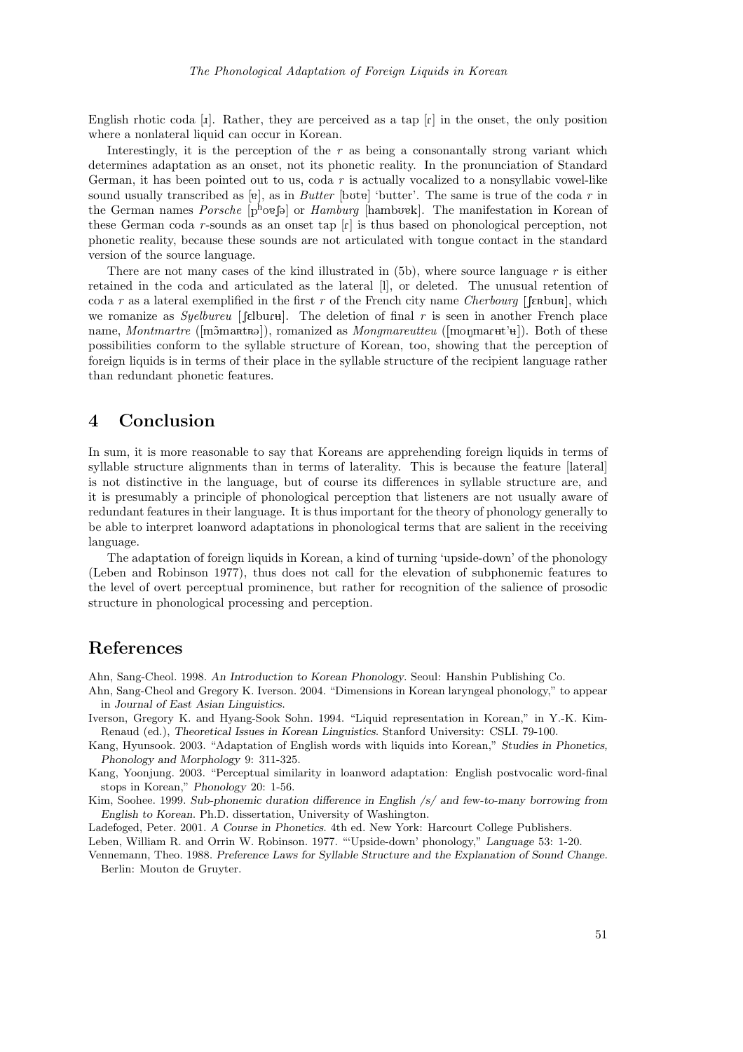English rhotic coda [ɹ]. Rather, they are perceived as a tap [ɾ] in the onset, the only position where a nonlateral liquid can occur in Korean.

Interestingly, it is the perception of the *r* as being a consonantally strong variant which determines adaptation as an onset, not its phonetic reality. In the pronunciation of Standard German, it has been pointed out to us, coda *r* is actually vocalized to a nonsyllabic vowel-like sound usually transcribed as [ɐ], as in *Butter* [bʊtɐ] 'butter'. The same is true of the coda *r* in the German names *Porsche* [pʰoɐʃə] or *Hamburg* [hambʊɐk]. The manifestation in Korean of these German coda *r*-sounds as an onset tap [ɾ] is thus based on phonological perception, not phonetic reality, because these sounds are not articulated with tongue contact in the standard version of the source language.

There are not many cases of the kind illustrated in (5b), where source language *r* is either retained in the coda and articulated as the lateral [l], or deleted. The unusual retention of coda *r* as a lateral exemplified in the first *r* of the French city name *Cherbourg* [ʃɛʀbuʀ], which we romanize as *Syelbureu* [ʃɛlburɨ]. The deletion of final *r* is seen in another French place name, *Montmartre* ([mɔ̃maʀtʀə]), romanized as *Mongmareutteu* ([moŋmaɾɨt'ɨ]). Both of these possibilities conform to the syllable structure of Korean, too, showing that the perception of foreign liquids is in terms of their place in the syllable structure of the recipient language rather than redundant phonetic features.

## 4 Conclusion

In sum, it is more reasonable to say that Koreans are apprehending foreign liquids in terms of syllable structure alignments than in terms of laterality. This is because the feature [lateral] is not distinctive in the language, but of course its differences in syllable structure are, and it is presumably a principle of phonological perception that listeners are not usually aware of redundant features in their language. It is thus important for the theory of phonology generally to be able to interpret loanword adaptations in phonological terms that are salient in the receiving language.

The adaptation of foreign liquids in Korean, a kind of turning 'upside-down' of the phonology (Leben and Robinson 1977), thus does not call for the elevation of subphonemic features to the level of overt perceptual prominence, but rather for recognition of the salience of prosodic structure in phonological processing and perception.

## References

Ahn, Sang-Cheol. 1998. *An Introduction to Korean Phonology*. Seoul: Hanshin Publishing Co.

Ahn, Sang-Cheol and Gregory K. Iverson. 2004. "Dimensions in Korean laryngeal phonology," to appear in *Journal of East Asian Linguistics*.

Iverson, Gregory K. and Hyang-Sook Sohn. 1994. "Liquid representation in Korean," in Y.-K. Kim-Renaud (ed.), *Theoretical Issues in Korean Linguistics*. Stanford University: CSLI. 79-100.

Kang, Hyunsook. 2003. "Adaptation of English words with liquids into Korean," *Studies in Phonetics, Phonology and Morphology* 9: 311-325.

Kang, Yoonjung. 2003. "Perceptual similarity in loanword adaptation: English postvocalic word-final stops in Korean," *Phonology* 20: 1-56.

Kim, Soohee. 1999. *Sub-phonemic duration difference in English /s/ and few-to-many borrowing from English to Korean*. Ph.D. dissertation, University of Washington.

Ladefoged, Peter. 2001. *A Course in Phonetics*. 4th ed. New York: Harcourt College Publishers.

Leben, William R. and Orrin W. Robinson. 1977. "'Upside-down' phonology," *Language* 53: 1-20.

Vennemann, Theo. 1988. *Preference Laws for Syllable Structure and the Explanation of Sound Change*. Berlin: Mouton de Gruyter.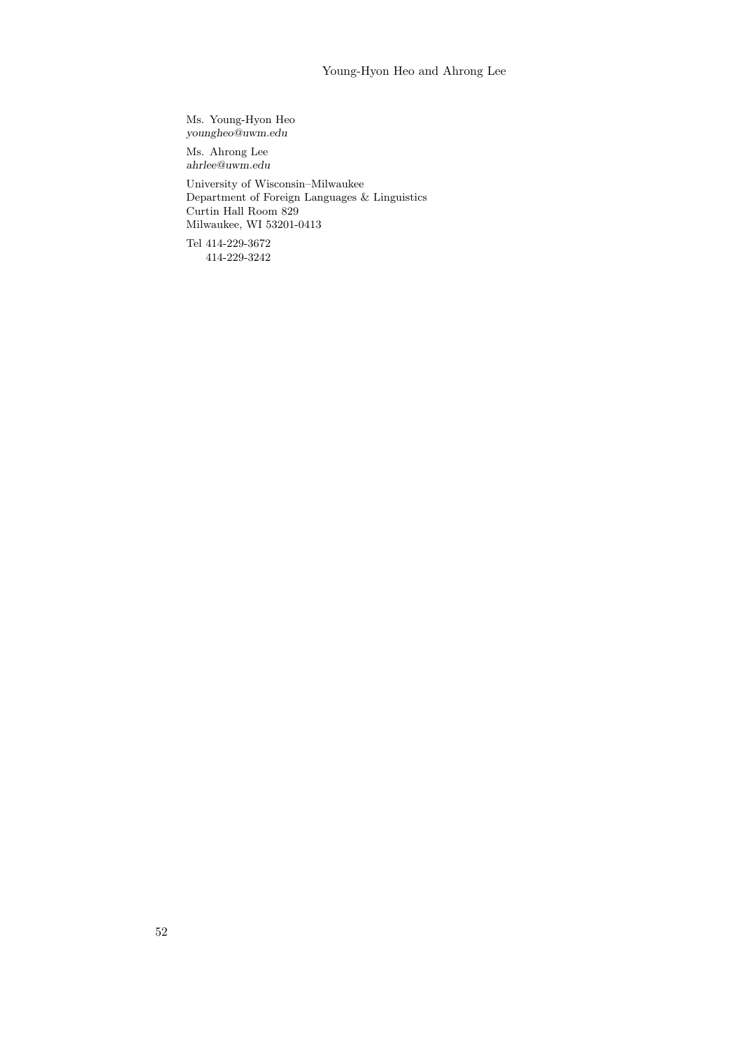Ms. Young-Hyon Heo
*youngheo@uwm.edu*

Ms. Ahrong Lee
*ahrlee@uwm.edu*

University of Wisconsin–Milwaukee
Department of Foreign Languages & Linguistics
Curtin Hall Room 829
Milwaukee, WI 53201-0413

Tel 414-229-3672
414-229-3242